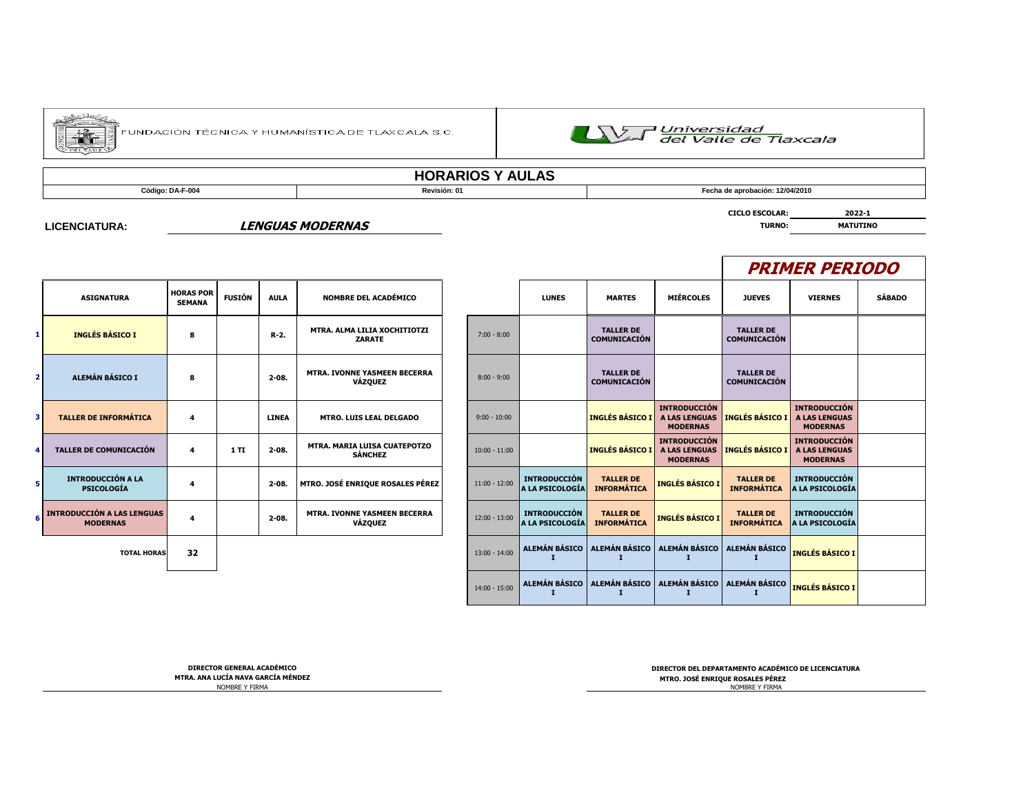FUNDACIÓN TÉCNICA Y HUMANÍSTICA DE TLAXCALA S.C.

Universidad del Valle de Tlaxcala

# HORARIOS Y AULAS

| Código: DA-F-004 | Revisión: 01 | Fecha de aprobación: 12/04/2010 |
|---|---|---|

**CICLO ESCOLAR:** 2022-1

**LICENCIATURA:** ***LENGUAS MODERNAS***

**TURNO:** MATUTINO

## *PRIMER PERIODO*

| | ASIGNATURA | HORAS POR SEMANA | FUSIÓN | AULA | NOMBRE DEL ACADÉMICO |
|---|---|---|---|---|---|
| 1 | INGLÉS BÁSICO I | 8 | | R-2. | MTRA. ALMA LILIA XOCHITIOTZI ZARATE |
| 2 | ALEMÁN BÁSICO I | 8 | | 2-08. | MTRA. IVONNE YASMEEN BECERRA VÁZQUEZ |
| 3 | TALLER DE INFORMÁTICA | 4 | | LINEA | MTRO. LUIS LEAL DELGADO |
| 4 | TALLER DE COMUNICACIÓN | 4 | 1 TI | 2-08. | MTRA. MARIA LUISA CUATEPOTZO SÁNCHEZ |
| 5 | INTRODUCCIÓN A LA PSICOLOGÍA | 4 | | 2-08. | MTRO. JOSÉ ENRIQUE ROSALES PÉREZ |
| 6 | INTRODUCCIÓN A LAS LENGUAS MODERNAS | 4 | | 2-08. | MTRA. IVONNE YASMEEN BECERRA VÁZQUEZ |
| | TOTAL HORAS | 32 | | | |

| | LUNES | MARTES | MIÉRCOLES | JUEVES | VIERNES | SÁBADO |
|---|---|---|---|---|---|---|
| 7:00 - 8:00 | | TALLER DE COMUNICACIÓN | | TALLER DE COMUNICACIÓN | | |
| 8:00 - 9:00 | | TALLER DE COMUNICACIÓN | | TALLER DE COMUNICACIÓN | | |
| 9:00 - 10:00 | | INGLÉS BÁSICO I | INTRODUCCIÓN A LAS LENGUAS MODERNAS | INGLÉS BÁSICO I | INTRODUCCIÓN A LAS LENGUAS MODERNAS | |
| 10:00 - 11:00 | | INGLÉS BÁSICO I | INTRODUCCIÓN A LAS LENGUAS MODERNAS | INGLÉS BÁSICO I | INTRODUCCIÓN A LAS LENGUAS MODERNAS | |
| 11:00 - 12:00 | INTRODUCCIÓN A LA PSICOLOGÍA | TALLER DE INFORMÁTICA | INGLÉS BÁSICO I | TALLER DE INFORMÁTICA | INTRODUCCIÓN A LA PSICOLOGÍA | |
| 12:00 - 13:00 | INTRODUCCIÓN A LA PSICOLOGÍA | TALLER DE INFORMÁTICA | INGLÉS BÁSICO I | TALLER DE INFORMÁTICA | INTRODUCCIÓN A LA PSICOLOGÍA | |
| 13:00 - 14:00 | ALEMÁN BÁSICO I | ALEMÁN BÁSICO I | ALEMÁN BÁSICO I | ALEMÁN BÁSICO I | INGLÉS BÁSICO I | |
| 14:00 - 15:00 | ALEMÁN BÁSICO I | ALEMÁN BÁSICO I | ALEMÁN BÁSICO I | ALEMÁN BÁSICO I | INGLÉS BÁSICO I | |

**DIRECTOR GENERAL ACADÉMICO**
**MTRA. ANA LUCÍA NAVA GARCÍA MÉNDEZ**
NOMBRE Y FIRMA

**DIRECTOR DEL DEPARTAMENTO ACADÉMICO DE LICENCIATURA**
**MTRO. JOSÉ ENRIQUE ROSALES PÉREZ**
NOMBRE Y FIRMA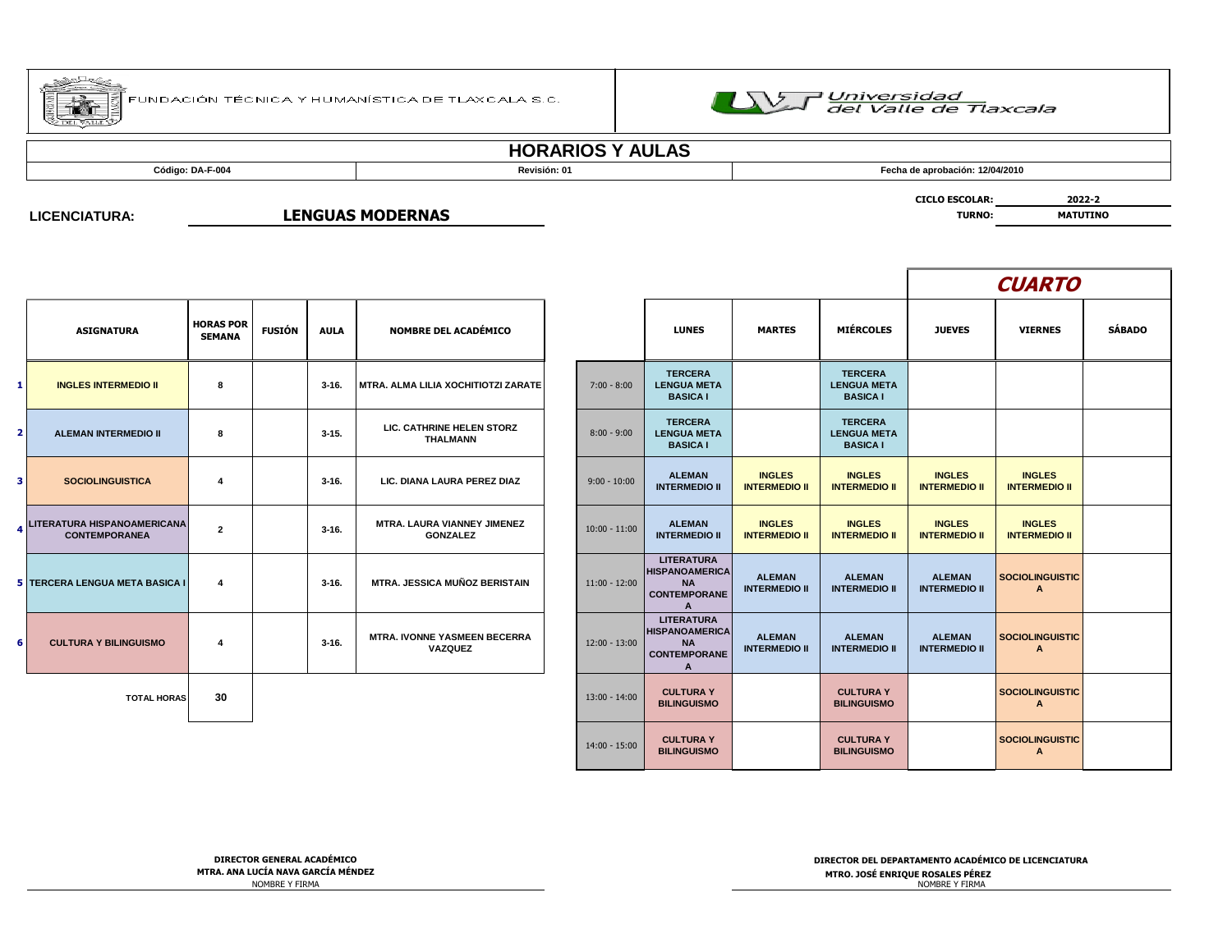FUNDACIÓN TÉCNICA Y HUMANÍSTICA DE TLAXCALA S.C.

Universidad del Valle de Tlaxcala

# HORARIOS Y AULAS

| Código: DA-F-004 | Revisión: 01 | Fecha de aprobación: 12/04/2010 |
|---|---|---|

**LICENCIATURA:** **LENGUAS MODERNAS**

**CICLO ESCOLAR:** 2022-2
**TURNO:** MATUTINO

## CUARTO

| | ASIGNATURA | HORAS POR SEMANA | FUSIÓN | AULA | NOMBRE DEL ACADÉMICO |
|---|---|---|---|---|---|
| 1 | INGLES INTERMEDIO II | 8 | | 3-16. | MTRA. ALMA LILIA XOCHITIOTZI ZARATE |
| 2 | ALEMAN INTERMEDIO II | 8 | | 3-15. | LIC. CATHRINE HELEN STORZ THALMANN |
| 3 | SOCIOLINGUISTICA | 4 | | 3-16. | LIC. DIANA LAURA PEREZ DIAZ |
| 4 | LITERATURA HISPANOAMERICANA CONTEMPORANEA | 2 | | 3-16. | MTRA. LAURA VIANNEY JIMENEZ GONZALEZ |
| 5 | TERCERA LENGUA META BASICA I | 4 | | 3-16. | MTRA. JESSICA MUÑOZ BERISTAIN |
| 6 | CULTURA Y BILINGUISMO | 4 | | 3-16. | MTRA. IVONNE YASMEEN BECERRA VAZQUEZ |
| | TOTAL HORAS | 30 | | | |

| | LUNES | MARTES | MIÉRCOLES | JUEVES | VIERNES | SÁBADO |
|---|---|---|---|---|---|---|
| 7:00 - 8:00 | TERCERA LENGUA META BASICA I | | TERCERA LENGUA META BASICA I | | | |
| 8:00 - 9:00 | TERCERA LENGUA META BASICA I | | TERCERA LENGUA META BASICA I | | | |
| 9:00 - 10:00 | ALEMAN INTERMEDIO II | INGLES INTERMEDIO II | INGLES INTERMEDIO II | INGLES INTERMEDIO II | INGLES INTERMEDIO II | |
| 10:00 - 11:00 | ALEMAN INTERMEDIO II | INGLES INTERMEDIO II | INGLES INTERMEDIO II | INGLES INTERMEDIO II | INGLES INTERMEDIO II | |
| 11:00 - 12:00 | LITERATURA HISPANOAMERICANA CONTEMPORANEA | ALEMAN INTERMEDIO II | ALEMAN INTERMEDIO II | ALEMAN INTERMEDIO II | SOCIOLINGUISTICA | |
| 12:00 - 13:00 | LITERATURA HISPANOAMERICANA CONTEMPORANEA | ALEMAN INTERMEDIO II | ALEMAN INTERMEDIO II | ALEMAN INTERMEDIO II | SOCIOLINGUISTICA | |
| 13:00 - 14:00 | CULTURA Y BILINGUISMO | | CULTURA Y BILINGUISMO | | SOCIOLINGUISTICA | |
| 14:00 - 15:00 | CULTURA Y BILINGUISMO | | CULTURA Y BILINGUISMO | | SOCIOLINGUISTICA | |

**DIRECTOR GENERAL ACADÉMICO**
**MTRA. ANA LUCÍA NAVA GARCÍA MÉNDEZ**
NOMBRE Y FIRMA

**DIRECTOR DEL DEPARTAMENTO ACADÉMICO DE LICENCIATURA**
**MTRO. JOSÉ ENRIQUE ROSALES PÉREZ**
NOMBRE Y FIRMA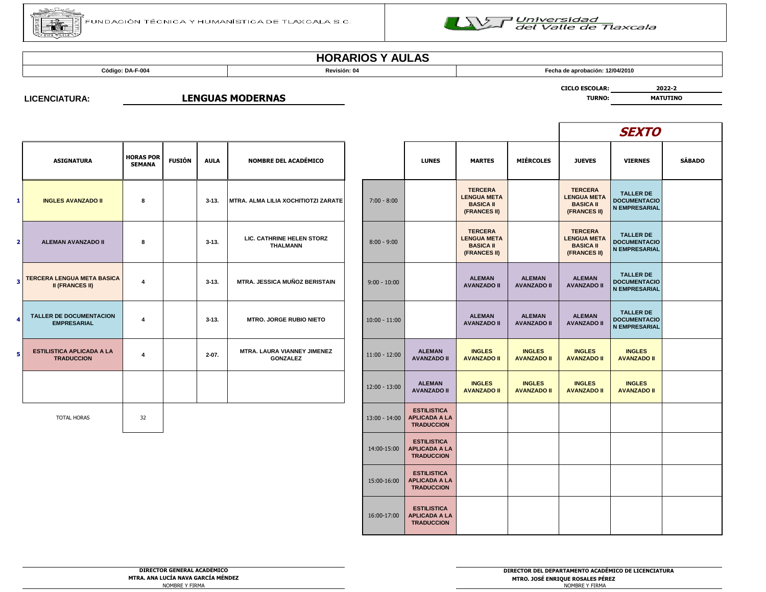FUNDACIÓN TÉCNICA Y HUMANÍSTICA DE TLAXCALA S.C.

Universidad del Valle de Tlaxcala

# HORARIOS Y AULAS

| Código: DA-F-004 | Revisión: 04 | Fecha de aprobación: 12/04/2010 |
|---|---|---|

**CICLO ESCOLAR:** 2022-2

**LICENCIATURA:** **LENGUAS MODERNAS**

**TURNO:** MATUTINO

## SEXTO

| | ASIGNATURA | HORAS POR SEMANA | FUSIÓN | AULA | NOMBRE DEL ACADÉMICO |
|---|---|---|---|---|---|
| 1 | INGLES AVANZADO II | 8 | | 3-13. | MTRA. ALMA LILIA XOCHITIOTZI ZARATE |
| 2 | ALEMAN AVANZADO II | 8 | | 3-13. | LIC. CATHRINE HELEN STORZ THALMANN |
| 3 | TERCERA LENGUA META BASICA II (FRANCES II) | 4 | | 3-13. | MTRA. JESSICA MUÑOZ BERISTAIN |
| 4 | TALLER DE DOCUMENTACION EMPRESARIAL | 4 | | 3-13. | MTRO. JORGE RUBIO NIETO |
| 5 | ESTILISTICA APLICADA A LA TRADUCCION | 4 | | 2-07. | MTRA. LAURA VIANNEY JIMENEZ GONZALEZ |
| | | | | | |
| | TOTAL HORAS | 32 | | | |

| | LUNES | MARTES | MIÉRCOLES | JUEVES | VIERNES | SÁBADO |
|---|---|---|---|---|---|---|
| 7:00 - 8:00 | | TERCERA LENGUA META BASICA II (FRANCES II) | | TERCERA LENGUA META BASICA II (FRANCES II) | TALLER DE DOCUMENTACION EMPRESARIAL | |
| 8:00 - 9:00 | | TERCERA LENGUA META BASICA II (FRANCES II) | | TERCERA LENGUA META BASICA II (FRANCES II) | TALLER DE DOCUMENTACION EMPRESARIAL | |
| 9:00 - 10:00 | | ALEMAN AVANZADO II | ALEMAN AVANZADO II | ALEMAN AVANZADO II | TALLER DE DOCUMENTACION EMPRESARIAL | |
| 10:00 - 11:00 | | ALEMAN AVANZADO II | ALEMAN AVANZADO II | ALEMAN AVANZADO II | TALLER DE DOCUMENTACION EMPRESARIAL | |
| 11:00 - 12:00 | ALEMAN AVANZADO II | INGLES AVANZADO II | INGLES AVANZADO II | INGLES AVANZADO II | INGLES AVANZADO II | |
| 12:00 - 13:00 | ALEMAN AVANZADO II | INGLES AVANZADO II | INGLES AVANZADO II | INGLES AVANZADO II | INGLES AVANZADO II | |
| 13:00 - 14:00 | ESTILISTICA APLICADA A LA TRADUCCION | | | | | |
| 14:00-15:00 | ESTILISTICA APLICADA A LA TRADUCCION | | | | | |
| 15:00-16:00 | ESTILISTICA APLICADA A LA TRADUCCION | | | | | |
| 16:00-17:00 | ESTILISTICA APLICADA A LA TRADUCCION | | | | | |

**DIRECTOR GENERAL ACADÉMICO**
**MTRA. ANA LUCÍA NAVA GARCÍA MÉNDEZ**
NOMBRE Y FIRMA

**DIRECTOR DEL DEPARTAMENTO ACADÉMICO DE LICENCIATURA**
**MTRO. JOSÉ ENRIQUE ROSALES PÉREZ**
NOMBRE Y FIRMA